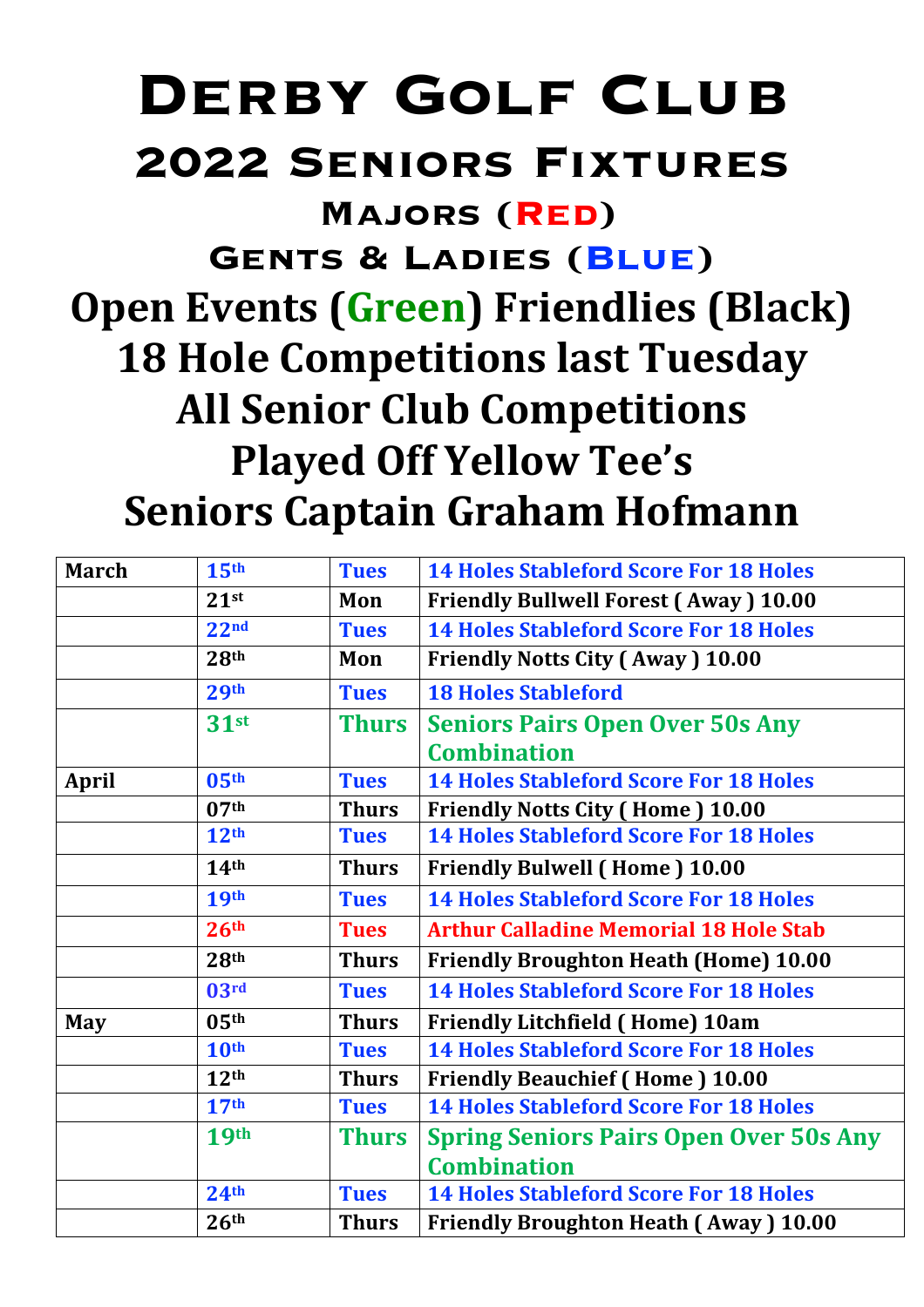# Derby Golf Club

## 2022 Seniors Fixtures

### Majors (Red)

### Gents & Ladies (Blue)

**Open Events (Green) Friendlies (Black)**

**18 Hole Competitions last Tuesday**

**All Senior Club Competitions**

**Played Off Yellow Tee's**

**Seniors Captain Graham Hofmann**

| March | 15th | Tues | 14 Holes Stableford Score For 18 Holes |
|---|---|---|---|
| | 21st | Mon | Friendly Bullwell Forest ( Away ) 10.00 |
| | 22nd | Tues | 14 Holes Stableford Score For 18 Holes |
| | 28th | Mon | Friendly Notts City ( Away ) 10.00 |
| | 29th | Tues | 18 Holes Stableford |
| | 31st | Thurs | Seniors Pairs Open Over 50s Any Combination |
| April | 05th | Tues | 14 Holes Stableford Score For 18 Holes |
| | 07th | Thurs | Friendly Notts City ( Home ) 10.00 |
| | 12th | Tues | 14 Holes Stableford Score For 18 Holes |
| | 14th | Thurs | Friendly Bulwell ( Home ) 10.00 |
| | 19th | Tues | 14 Holes Stableford Score For 18 Holes |
| | 26th | Tues | Arthur Calladine Memorial 18 Hole Stab |
| | 28th | Thurs | Friendly Broughton Heath (Home) 10.00 |
| | 03rd | Tues | 14 Holes Stableford Score For 18 Holes |
| May | 05th | Thurs | Friendly Litchfield ( Home) 10am |
| | 10th | Tues | 14 Holes Stableford Score For 18 Holes |
| | 12th | Thurs | Friendly Beauchief ( Home ) 10.00 |
| | 17th | Tues | 14 Holes Stableford Score For 18 Holes |
| | 19th | Thurs | Spring Seniors Pairs Open Over 50s Any Combination |
| | 24th | Tues | 14 Holes Stableford Score For 18 Holes |
| | 26th | Thurs | Friendly Broughton Heath ( Away ) 10.00 |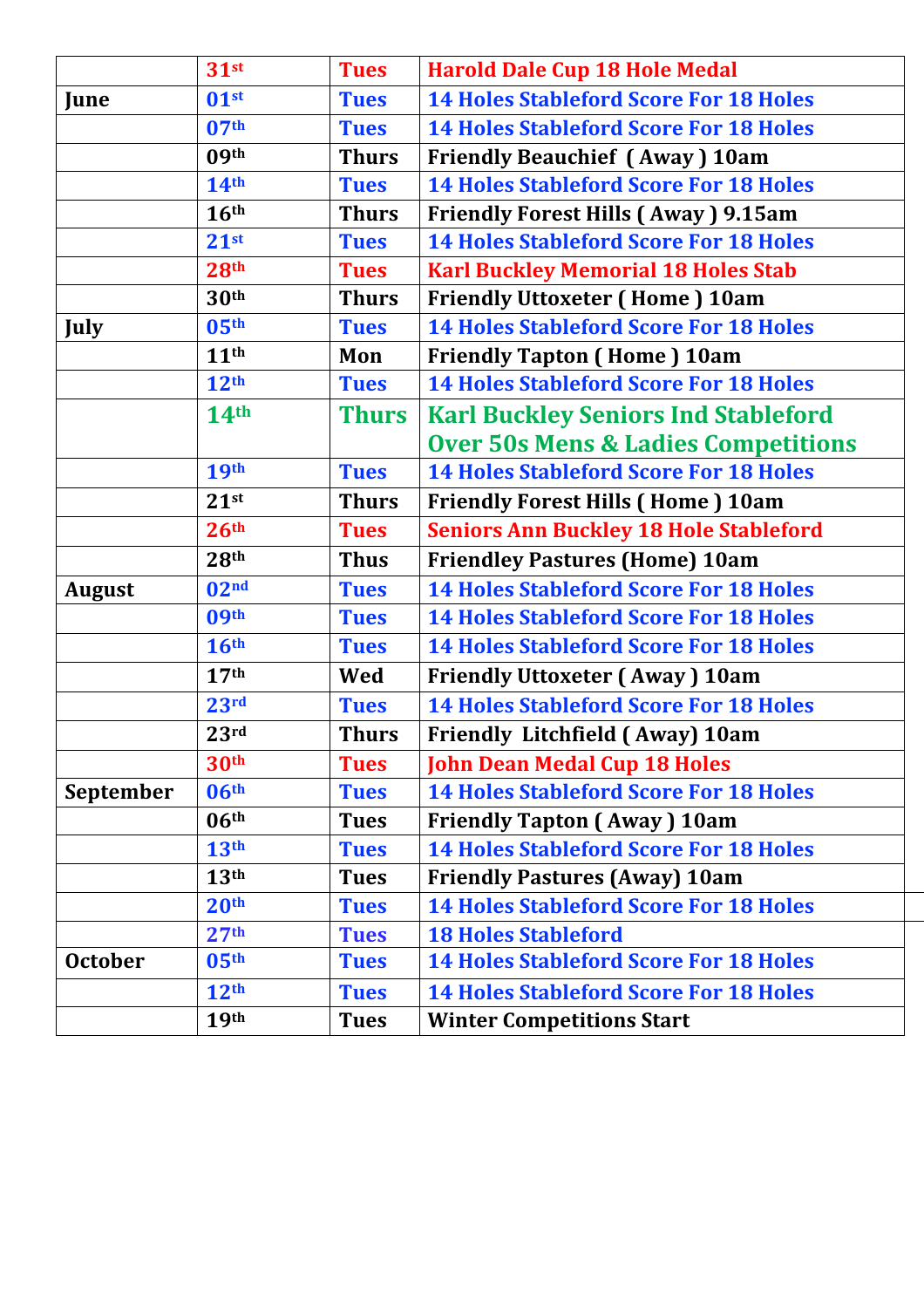| | | | |
|---|---|---|---|
| | 31st | Tues | Harold Dale Cup 18 Hole Medal |
| June | 01st | Tues | 14 Holes Stableford Score For 18 Holes |
| | 07th | Tues | 14 Holes Stableford Score For 18 Holes |
| | 09th | Thurs | Friendly Beauchief ( Away ) 10am |
| | 14th | Tues | 14 Holes Stableford Score For 18 Holes |
| | 16th | Thurs | Friendly Forest Hills ( Away ) 9.15am |
| | 21st | Tues | 14 Holes Stableford Score For 18 Holes |
| | 28th | Tues | Karl Buckley Memorial 18 Holes Stab |
| | 30th | Thurs | Friendly Uttoxeter ( Home ) 10am |
| July | 05th | Tues | 14 Holes Stableford Score For 18 Holes |
| | 11th | Mon | Friendly Tapton ( Home ) 10am |
| | 12th | Tues | 14 Holes Stableford Score For 18 Holes |
| | 14th | Thurs | Karl Buckley Seniors Ind Stableford Over 50s Mens & Ladies Competitions |
| | 19th | Tues | 14 Holes Stableford Score For 18 Holes |
| | 21st | Thurs | Friendly Forest Hills ( Home ) 10am |
| | 26th | Tues | Seniors Ann Buckley 18 Hole Stableford |
| | 28th | Thus | Friendley Pastures (Home) 10am |
| August | 02nd | Tues | 14 Holes Stableford Score For 18 Holes |
| | 09th | Tues | 14 Holes Stableford Score For 18 Holes |
| | 16th | Tues | 14 Holes Stableford Score For 18 Holes |
| | 17th | Wed | Friendly Uttoxeter ( Away ) 10am |
| | 23rd | Tues | 14 Holes Stableford Score For 18 Holes |
| | 23rd | Thurs | Friendly Litchfield ( Away) 10am |
| | 30th | Tues | John Dean Medal Cup 18 Holes |
| September | 06th | Tues | 14 Holes Stableford Score For 18 Holes |
| | 06th | Tues | Friendly Tapton ( Away ) 10am |
| | 13th | Tues | 14 Holes Stableford Score For 18 Holes |
| | 13th | Tues | Friendly Pastures (Away) 10am |
| | 20th | Tues | 14 Holes Stableford Score For 18 Holes |
| | 27th | Tues | 18 Holes Stableford |
| October | 05th | Tues | 14 Holes Stableford Score For 18 Holes |
| | 12th | Tues | 14 Holes Stableford Score For 18 Holes |
| | 19th | Tues | Winter Competitions Start |